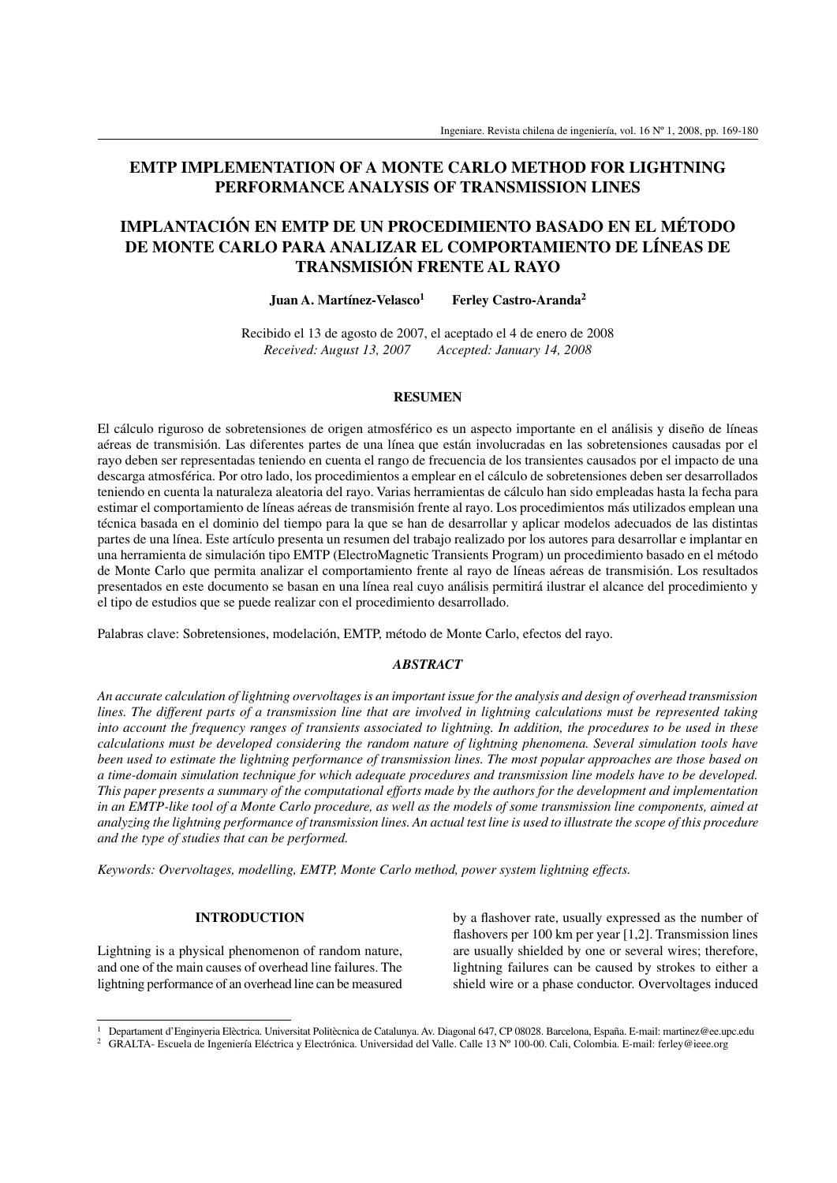# EMTP IMPLEMENTATION OF A MONTE CARLO METHOD FOR LIGHTNING PERFORMANCE ANALYSIS OF TRANSMISSION LINES

# IMPLANTACIÓN EN EMTP DE UN PROCEDIMIENTO BASADO EN EL MÉTODO DE MONTE CARLO PARA ANALIZAR EL COMPORTAMIENTO DE LÍNEAS DE TRANSMISIÓN FRENTE AL RAYO

**Juan A. Martínez-Velasco[1]** **Ferley Castro-Aranda[2]**

Recibido el 13 de agosto de 2007, el aceptado el 4 de enero de 2008
*Received: August 13, 2007 Accepted: January 14, 2008*

## RESUMEN

El cálculo riguroso de sobretensiones de origen atmosférico es un aspecto importante en el análisis y diseño de líneas aéreas de transmisión. Las diferentes partes de una línea que están involucradas en las sobretensiones causadas por el rayo deben ser representadas teniendo en cuenta el rango de frecuencia de los transientes causados por el impacto de una descarga atmosférica. Por otro lado, los procedimientos a emplear en el cálculo de sobretensiones deben ser desarrollados teniendo en cuenta la naturaleza aleatoria del rayo. Varias herramientas de cálculo han sido empleadas hasta la fecha para estimar el comportamiento de líneas aéreas de transmisión frente al rayo. Los procedimientos más utilizados emplean una técnica basada en el dominio del tiempo para la que se han de desarrollar y aplicar modelos adecuados de las distintas partes de una línea. Este artículo presenta un resumen del trabajo realizado por los autores para desarrollar e implantar en una herramienta de simulación tipo EMTP (ElectroMagnetic Transients Program) un procedimiento basado en el método de Monte Carlo que permita analizar el comportamiento frente al rayo de líneas aéreas de transmisión. Los resultados presentados en este documento se basan en una línea real cuyo análisis permitirá ilustrar el alcance del procedimiento y el tipo de estudios que se puede realizar con el procedimiento desarrollado.

Palabras clave: Sobretensiones, modelación, EMTP, método de Monte Carlo, efectos del rayo.

## *ABSTRACT*

*An accurate calculation of lightning overvoltages is an important issue for the analysis and design of overhead transmission lines. The different parts of a transmission line that are involved in lightning calculations must be represented taking into account the frequency ranges of transients associated to lightning. In addition, the procedures to be used in these calculations must be developed considering the random nature of lightning phenomena. Several simulation tools have been used to estimate the lightning performance of transmission lines. The most popular approaches are those based on a time-domain simulation technique for which adequate procedures and transmission line models have to be developed. This paper presents a summary of the computational efforts made by the authors for the development and implementation in an EMTP-like tool of a Monte Carlo procedure, as well as the models of some transmission line components, aimed at analyzing the lightning performance of transmission lines. An actual test line is used to illustrate the scope of this procedure and the type of studies that can be performed.*

*Keywords: Overvoltages, modelling, EMTP, Monte Carlo method, power system lightning effects.*

## INTRODUCTION

Lightning is a physical phenomenon of random nature, and one of the main causes of overhead line failures. The lightning performance of an overhead line can be measured by a flashover rate, usually expressed as the number of flashovers per 100 km per year [1,2]. Transmission lines are usually shielded by one or several wires; therefore, lightning failures can be caused by strokes to either a shield wire or a phase conductor. Overvoltages induced

[1] Departament d'Enginyeria Elèctrica. Universitat Politècnica de Catalunya. Av. Diagonal 647, CP 08028. Barcelona, España. E-mail: martinez@ee.upc.edu

[2] GRALTA- Escuela de Ingeniería Eléctrica y Electrónica. Universidad del Valle. Calle 13 Nº 100-00. Cali, Colombia. E-mail: ferley@ieee.org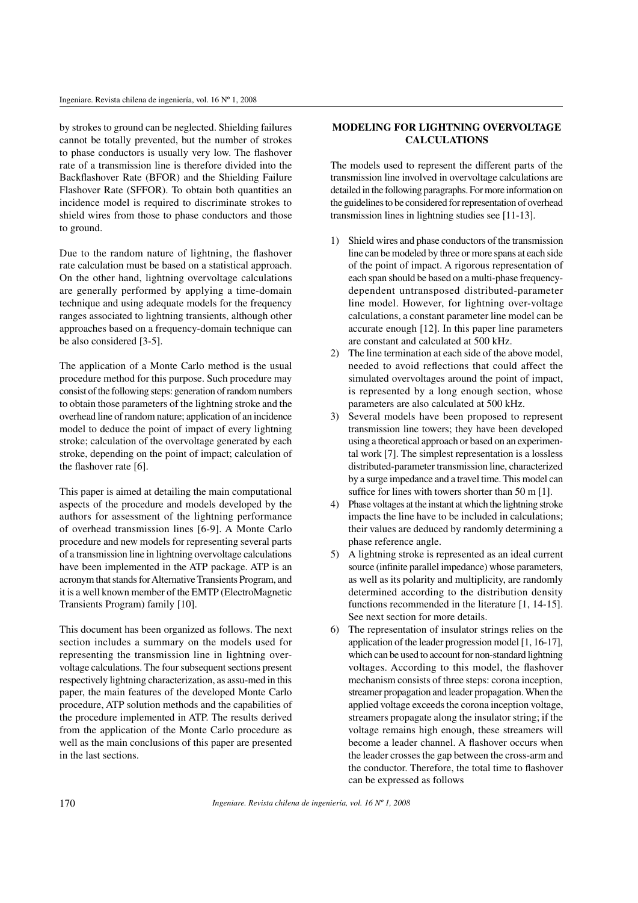by strokes to ground can be neglected. Shielding failures cannot be totally prevented, but the number of strokes to phase conductors is usually very low. The flashover rate of a transmission line is therefore divided into the Backflashover Rate (BFOR) and the Shielding Failure Flashover Rate (SFFOR). To obtain both quantities an incidence model is required to discriminate strokes to shield wires from those to phase conductors and those to ground.

Due to the random nature of lightning, the flashover rate calculation must be based on a statistical approach. On the other hand, lightning overvoltage calculations are generally performed by applying a time-domain technique and using adequate models for the frequency ranges associated to lightning transients, although other approaches based on a frequency-domain technique can be also considered [3-5].

The application of a Monte Carlo method is the usual procedure method for this purpose. Such procedure may consist of the following steps: generation of random numbers to obtain those parameters of the lightning stroke and the overhead line of random nature; application of an incidence model to deduce the point of impact of every lightning stroke; calculation of the overvoltage generated by each stroke, depending on the point of impact; calculation of the flashover rate [6].

This paper is aimed at detailing the main computational aspects of the procedure and models developed by the authors for assessment of the lightning performance of overhead transmission lines [6-9]. A Monte Carlo procedure and new models for representing several parts of a transmission line in lightning overvoltage calculations have been implemented in the ATP package. ATP is an acronym that stands for Alternative Transients Program, and it is a well known member of the EMTP (ElectroMagnetic Transients Program) family [10].

This document has been organized as follows. The next section includes a summary on the models used for representing the transmission line in lightning overvoltage calculations. The four subsequent sections present respectively lightning characterization, as assu-med in this paper, the main features of the developed Monte Carlo procedure, ATP solution methods and the capabilities of the procedure implemented in ATP. The results derived from the application of the Monte Carlo procedure as well as the main conclusions of this paper are presented in the last sections.

## MODELING FOR LIGHTNING OVERVOLTAGE CALCULATIONS

The models used to represent the different parts of the transmission line involved in overvoltage calculations are detailed in the following paragraphs. For more information on the guidelines to be considered for representation of overhead transmission lines in lightning studies see [11-13].

1) Shield wires and phase conductors of the transmission line can be modeled by three or more spans at each side of the point of impact. A rigorous representation of each span should be based on a multi-phase frequency-dependent untransposed distributed-parameter line model. However, for lightning over-voltage calculations, a constant parameter line model can be accurate enough [12]. In this paper line parameters are constant and calculated at 500 kHz.
2) The line termination at each side of the above model, needed to avoid reflections that could affect the simulated overvoltages around the point of impact, is represented by a long enough section, whose parameters are also calculated at 500 kHz.
3) Several models have been proposed to represent transmission line towers; they have been developed using a theoretical approach or based on an experimental work [7]. The simplest representation is a lossless distributed-parameter transmission line, characterized by a surge impedance and a travel time. This model can suffice for lines with towers shorter than 50 m [1].
4) Phase voltages at the instant at which the lightning stroke impacts the line have to be included in calculations; their values are deduced by randomly determining a phase reference angle.
5) A lightning stroke is represented as an ideal current source (infinite parallel impedance) whose parameters, as well as its polarity and multiplicity, are randomly determined according to the distribution density functions recommended in the literature [1, 14-15]. See next section for more details.
6) The representation of insulator strings relies on the application of the leader progression model [1, 16-17], which can be used to account for non-standard lightning voltages. According to this model, the flashover mechanism consists of three steps: corona inception, streamer propagation and leader propagation. When the applied voltage exceeds the corona inception voltage, streamers propagate along the insulator string; if the voltage remains high enough, these streamers will become a leader channel. A flashover occurs when the leader crosses the gap between the cross-arm and the conductor. Therefore, the total time to flashover can be expressed as follows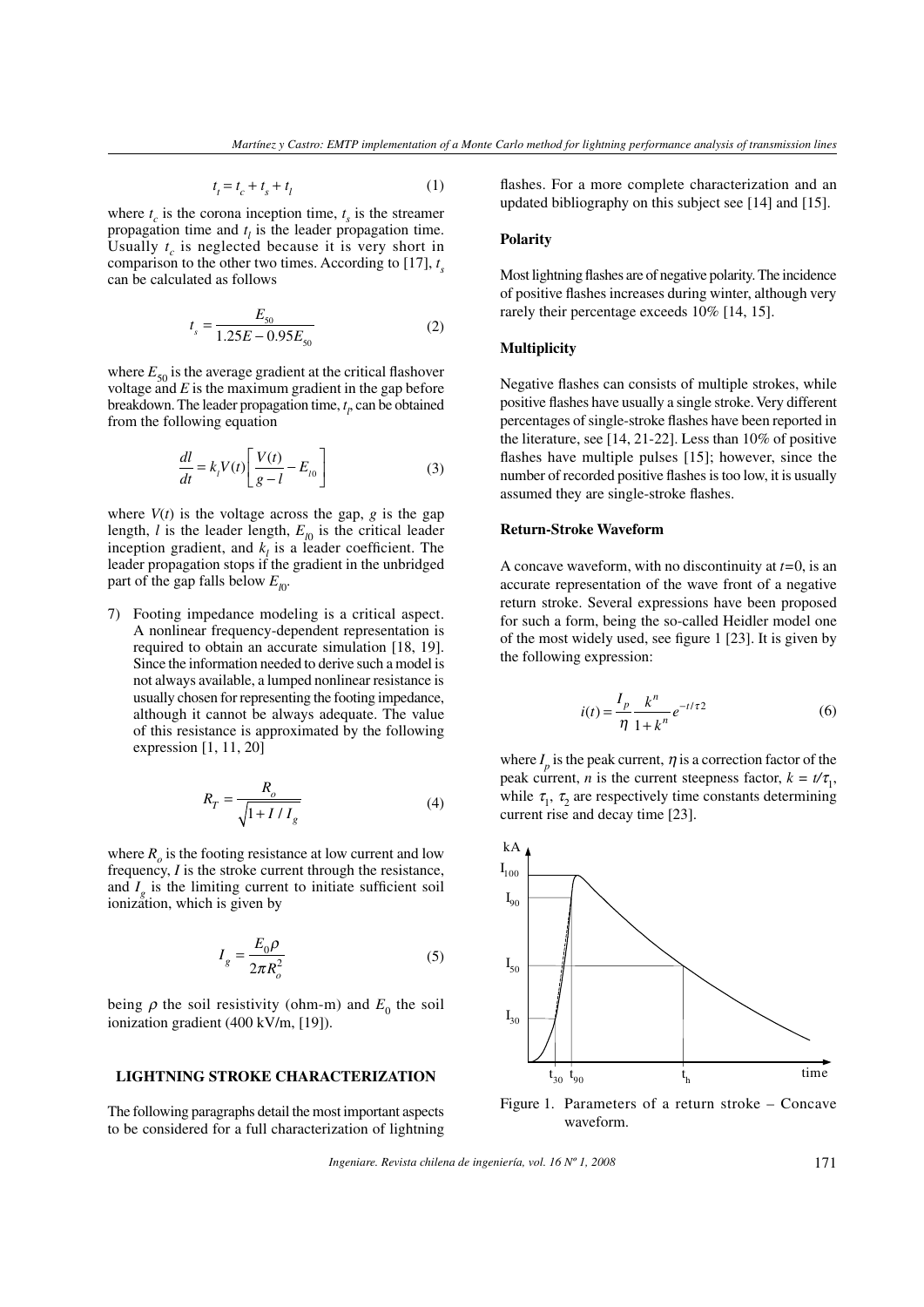$$t_t = t_c + t_s + t_l \tag{1}$$

where $t_c$ is the corona inception time, $t_s$ is the streamer propagation time and $t_l$ is the leader propagation time. Usually $t_c$ is neglected because it is very short in comparison to the other two times. According to [17], $t_s$ can be calculated as follows

$$t_s = \frac{E_{50}}{1.25E - 0.95E_{50}} \tag{2}$$

where $E_{50}$ is the average gradient at the critical flashover voltage and $E$ is the maximum gradient in the gap before breakdown. The leader propagation time, $t_l$, can be obtained from the following equation

$$\frac{dl}{dt} = k_l V(t) \left[ \frac{V(t)}{g - l} - E_{l0} \right] \tag{3}$$

where $V(t)$ is the voltage across the gap, $g$ is the gap length, $l$ is the leader length, $E_{l0}$ is the critical leader inception gradient, and $k_l$ is a leader coefficient. The leader propagation stops if the gradient in the unbridged part of the gap falls below $E_{l0}$.

7) Footing impedance modeling is a critical aspect. A nonlinear frequency-dependent representation is required to obtain an accurate simulation [18, 19]. Since the information needed to derive such a model is not always available, a lumped nonlinear resistance is usually chosen for representing the footing impedance, although it cannot be always adequate. The value of this resistance is approximated by the following expression [1, 11, 20]

$$R_T = \frac{R_o}{\sqrt{1 + I / I_g}} \tag{4}$$

where $R_o$ is the footing resistance at low current and low frequency, $I$ is the stroke current through the resistance, and $I_g$ is the limiting current to initiate sufficient soil ionization, which is given by

$$I_g = \frac{E_0 \rho}{2\pi R_o^2} \tag{5}$$

being $\rho$ the soil resistivity (ohm-m) and $E_0$ the soil ionization gradient (400 kV/m, [19]).

## LIGHTNING STROKE CHARACTERIZATION

The following paragraphs detail the most important aspects to be considered for a full characterization of lightning flashes. For a more complete characterization and an updated bibliography on this subject see [14] and [15].

### Polarity

Most lightning flashes are of negative polarity. The incidence of positive flashes increases during winter, although very rarely their percentage exceeds 10% [14, 15].

### Multiplicity

Negative flashes can consists of multiple strokes, while positive flashes have usually a single stroke. Very different percentages of single-stroke flashes have been reported in the literature, see [14, 21-22]. Less than 10% of positive flashes have multiple pulses [15]; however, since the number of recorded positive flashes is too low, it is usually assumed they are single-stroke flashes.

### Return-Stroke Waveform

A concave waveform, with no discontinuity at $t$=0, is an accurate representation of the wave front of a negative return stroke. Several expressions have been proposed for such a form, being the so-called Heidler model one of the most widely used, see figure 1 [23]. It is given by the following expression:

$$i(t) = \frac{I_p}{\eta} \frac{k^n}{1 + k^n} e^{-t/\tau 2} \tag{6}$$

where $I_p$ is the peak current, $\eta$ is a correction factor of the peak current, $n$ is the current steepness factor, $k = t/\tau_1$, while $\tau_1$, $\tau_2$ are respectively time constants determining current rise and decay time [23].

Figure 1. Parameters of a return stroke – Concave waveform.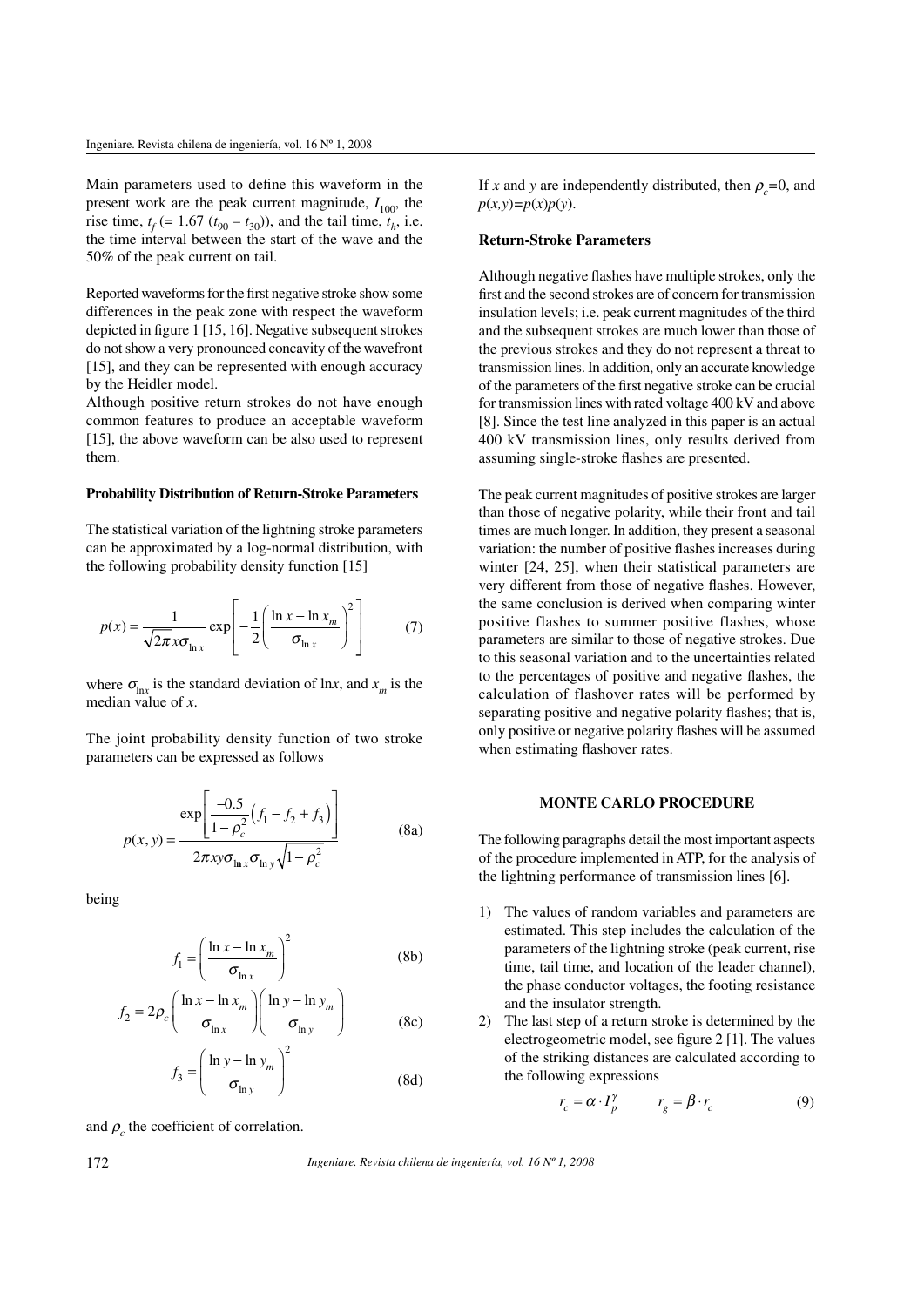Main parameters used to define this waveform in the present work are the peak current magnitude, $I_{100}$, the rise time, $t_f$ (= 1.67 ($t_{90} - t_{30}$)), and the tail time, $t_h$, i.e. the time interval between the start of the wave and the 50% of the peak current on tail.

Reported waveforms for the first negative stroke show some differences in the peak zone with respect the waveform depicted in figure 1 [15, 16]. Negative subsequent strokes do not show a very pronounced concavity of the wavefront [15], and they can be represented with enough accuracy by the Heidler model.

Although positive return strokes do not have enough common features to produce an acceptable waveform [15], the above waveform can be also used to represent them.

### Probability Distribution of Return-Stroke Parameters

The statistical variation of the lightning stroke parameters can be approximated by a log-normal distribution, with the following probability density function [15]

$$p(x) = \frac{1}{\sqrt{2\pi}x\sigma_{\ln x}} \exp\left[ -\frac{1}{2}\left( \frac{\ln x - \ln x_m}{\sigma_{\ln x}} \right)^2 \right] \tag{7}$$

where $\sigma_{\ln x}$ is the standard deviation of ln$x$, and $x_m$ is the median value of $x$.

The joint probability density function of two stroke parameters can be expressed as follows

$$p(x,y) = \frac{\exp\left[ \frac{-0.5}{1-\rho_c^2}\left( f_1 - f_2 + f_3 \right) \right]}{2\pi xy\sigma_{\ln x}\sigma_{\ln y}\sqrt{1-\rho_c^2}} \tag{8a}$$

being

$$f_1 = \left( \frac{\ln x - \ln x_m}{\sigma_{\ln x}} \right)^2 \tag{8b}$$

$$f_2 = 2\rho_c \left( \frac{\ln x - \ln x_m}{\sigma_{\ln x}} \right)\left( \frac{\ln y - \ln y_m}{\sigma_{\ln y}} \right) \tag{8c}$$

$$f_3 = \left( \frac{\ln y - \ln y_m}{\sigma_{\ln y}} \right)^2 \tag{8d}$$

and $\rho_c$ the coefficient of correlation.

If $x$ and $y$ are independently distributed, then $\rho_c$=0, and $p(x,y)=p(x)p(y)$.

### Return-Stroke Parameters

Although negative flashes have multiple strokes, only the first and the second strokes are of concern for transmission insulation levels; i.e. peak current magnitudes of the third and the subsequent strokes are much lower than those of the previous strokes and they do not represent a threat to transmission lines. In addition, only an accurate knowledge of the parameters of the first negative stroke can be crucial for transmission lines with rated voltage 400 kV and above [8]. Since the test line analyzed in this paper is an actual 400 kV transmission lines, only results derived from assuming single-stroke flashes are presented.

The peak current magnitudes of positive strokes are larger than those of negative polarity, while their front and tail times are much longer. In addition, they present a seasonal variation: the number of positive flashes increases during winter [24, 25], when their statistical parameters are very different from those of negative flashes. However, the same conclusion is derived when comparing winter positive flashes to summer positive flashes, whose parameters are similar to those of negative strokes. Due to this seasonal variation and to the uncertainties related to the percentages of positive and negative flashes, the calculation of flashover rates will be performed by separating positive and negative polarity flashes; that is, only positive or negative polarity flashes will be assumed when estimating flashover rates.

## MONTE CARLO PROCEDURE

The following paragraphs detail the most important aspects of the procedure implemented in ATP, for the analysis of the lightning performance of transmission lines [6].

1) The values of random variables and parameters are estimated. This step includes the calculation of the parameters of the lightning stroke (peak current, rise time, tail time, and location of the leader channel), the phase conductor voltages, the footing resistance and the insulator strength.
2) The last step of a return stroke is determined by the electrogeometric model, see figure 2 [1]. The values of the striking distances are calculated according to the following expressions

$$r_c = \alpha \cdot I_p^{\gamma} \qquad r_g = \beta \cdot r_c \tag{9}$$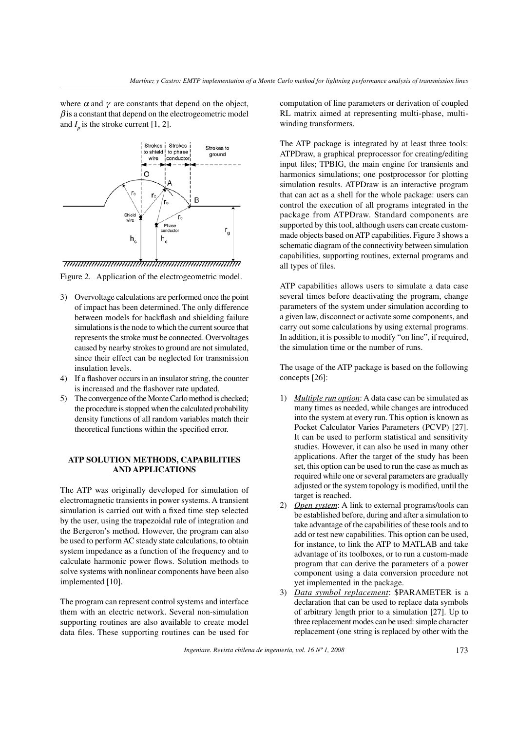where $\alpha$ and $\gamma$ are constants that depend on the object, $\beta$ is a constant that depend on the electrogeometric model and $I_p$ is the stroke current [1, 2].

Figure 2. Application of the electrogeometric model.

3) Overvoltage calculations are performed once the point of impact has been determined. The only difference between models for backflash and shielding failure simulations is the node to which the current source that represents the stroke must be connected. Overvoltages caused by nearby strokes to ground are not simulated, since their effect can be neglected for transmission insulation levels.
4) If a flashover occurs in an insulator string, the counter is increased and the flashover rate updated.
5) The convergence of the Monte Carlo method is checked; the procedure is stopped when the calculated probability density functions of all random variables match their theoretical functions within the specified error.

## ATP SOLUTION METHODS, CAPABILITIES AND APPLICATIONS

The ATP was originally developed for simulation of electromagnetic transients in power systems. A transient simulation is carried out with a fixed time step selected by the user, using the trapezoidal rule of integration and the Bergeron's method. However, the program can also be used to perform AC steady state calculations, to obtain system impedance as a function of the frequency and to calculate harmonic power flows. Solution methods to solve systems with nonlinear components have been also implemented [10].

The program can represent control systems and interface them with an electric network. Several non-simulation supporting routines are also available to create model data files. These supporting routines can be used for computation of line parameters or derivation of coupled RL matrix aimed at representing multi-phase, multi-winding transformers.

The ATP package is integrated by at least three tools: ATPDraw, a graphical preprocessor for creating/editing input files; TPBIG, the main engine for transients and harmonics simulations; one postprocessor for plotting simulation results. ATPDraw is an interactive program that can act as a shell for the whole package: users can control the execution of all programs integrated in the package from ATPDraw. Standard components are supported by this tool, although users can create custom-made objects based on ATP capabilities. Figure 3 shows a schematic diagram of the connectivity between simulation capabilities, supporting routines, external programs and all types of files.

ATP capabilities allows users to simulate a data case several times before deactivating the program, change parameters of the system under simulation according to a given law, disconnect or activate some components, and carry out some calculations by using external programs. In addition, it is possible to modify "on line", if required, the simulation time or the number of runs.

The usage of the ATP package is based on the following concepts [26]:

1) *Multiple run option*: A data case can be simulated as many times as needed, while changes are introduced into the system at every run. This option is known as Pocket Calculator Varies Parameters (PCVP) [27]. It can be used to perform statistical and sensitivity studies. However, it can also be used in many other applications. After the target of the study has been set, this option can be used to run the case as much as required while one or several parameters are gradually adjusted or the system topology is modified, until the target is reached.
2) *Open system*: A link to external programs/tools can be established before, during and after a simulation to take advantage of the capabilities of these tools and to add or test new capabilities. This option can be used, for instance, to link the ATP to MATLAB and take advantage of its toolboxes, or to run a custom-made program that can derive the parameters of a power component using a data conversion procedure not yet implemented in the package.
3) *Data symbol replacement*: $PARAMETER is a declaration that can be used to replace data symbols of arbitrary length prior to a simulation [27]. Up to three replacement modes can be used: simple character replacement (one string is replaced by other with the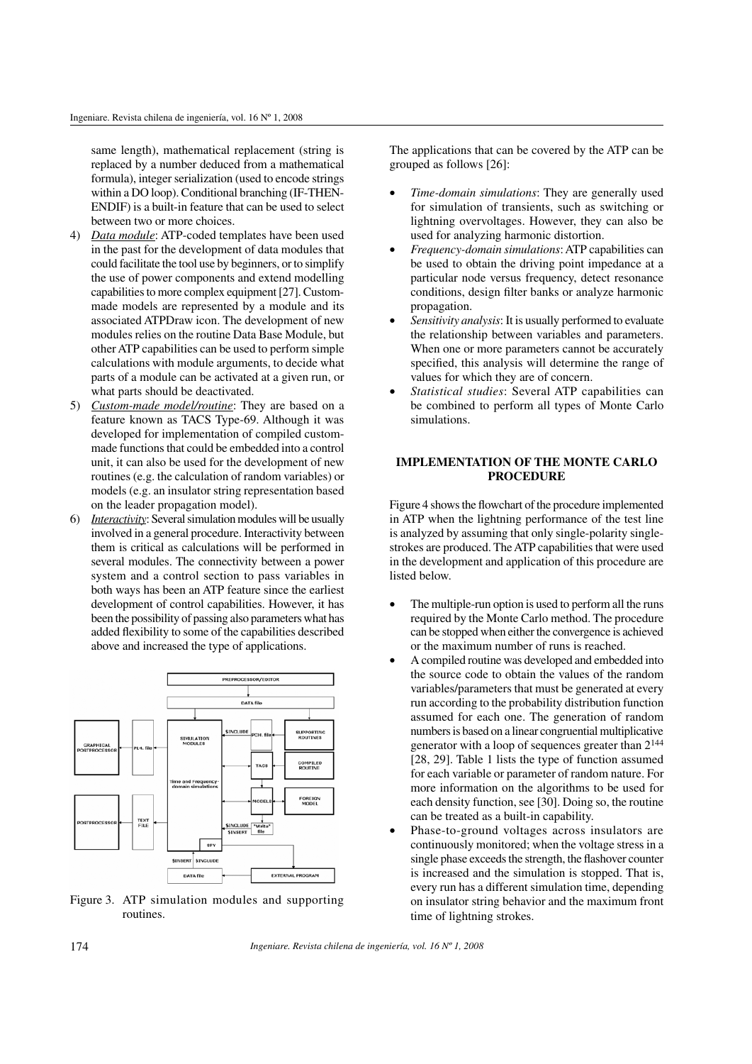same length), mathematical replacement (string is replaced by a number deduced from a mathematical formula), integer serialization (used to encode strings within a DO loop). Conditional branching (IF-THEN-ENDIF) is a built-in feature that can be used to select between two or more choices.

4) *Data module*: ATP-coded templates have been used in the past for the development of data modules that could facilitate the tool use by beginners, or to simplify the use of power components and extend modelling capabilities to more complex equipment [27]. Custom-made models are represented by a module and its associated ATPDraw icon. The development of new modules relies on the routine Data Base Module, but other ATP capabilities can be used to perform simple calculations with module arguments, to decide what parts of a module can be activated at a given run, or what parts should be deactivated.
5) *Custom-made model/routine*: They are based on a feature known as TACS Type-69. Although it was developed for implementation of compiled custom-made functions that could be embedded into a control unit, it can also be used for the development of new routines (e.g. the calculation of random variables) or models (e.g. an insulator string representation based on the leader propagation model).
6) *Interactivity*: Several simulation modules will be usually involved in a general procedure. Interactivity between them is critical as calculations will be performed in several modules. The connectivity between a power system and a control section to pass variables in both ways has been an ATP feature since the earliest development of control capabilities. However, it has been the possibility of passing also parameters what has added flexibility to some of the capabilities described above and increased the type of applications.

Figure 3. ATP simulation modules and supporting routines.

The applications that can be covered by the ATP can be grouped as follows [26]:

- *Time-domain simulations*: They are generally used for simulation of transients, such as switching or lightning overvoltages. However, they can also be used for analyzing harmonic distortion.
- *Frequency-domain simulations*: ATP capabilities can be used to obtain the driving point impedance at a particular node versus frequency, detect resonance conditions, design filter banks or analyze harmonic propagation.
- *Sensitivity analysis*: It is usually performed to evaluate the relationship between variables and parameters. When one or more parameters cannot be accurately specified, this analysis will determine the range of values for which they are of concern.
- *Statistical studies*: Several ATP capabilities can be combined to perform all types of Monte Carlo simulations.

## IMPLEMENTATION OF THE MONTE CARLO PROCEDURE

Figure 4 shows the flowchart of the procedure implemented in ATP when the lightning performance of the test line is analyzed by assuming that only single-polarity single-strokes are produced. The ATP capabilities that were used in the development and application of this procedure are listed below.

- The multiple-run option is used to perform all the runs required by the Monte Carlo method. The procedure can be stopped when either the convergence is achieved or the maximum number of runs is reached.
- A compiled routine was developed and embedded into the source code to obtain the values of the random variables/parameters that must be generated at every run according to the probability distribution function assumed for each one. The generation of random numbers is based on a linear congruential multiplicative generator with a loop of sequences greater than $2^{144}$ [28, 29]. Table 1 lists the type of function assumed for each variable or parameter of random nature. For more information on the algorithms to be used for each density function, see [30]. Doing so, the routine can be treated as a built-in capability.
- Phase-to-ground voltages across insulators are continuously monitored; when the voltage stress in a single phase exceeds the strength, the flashover counter is increased and the simulation is stopped. That is, every run has a different simulation time, depending on insulator string behavior and the maximum front time of lightning strokes.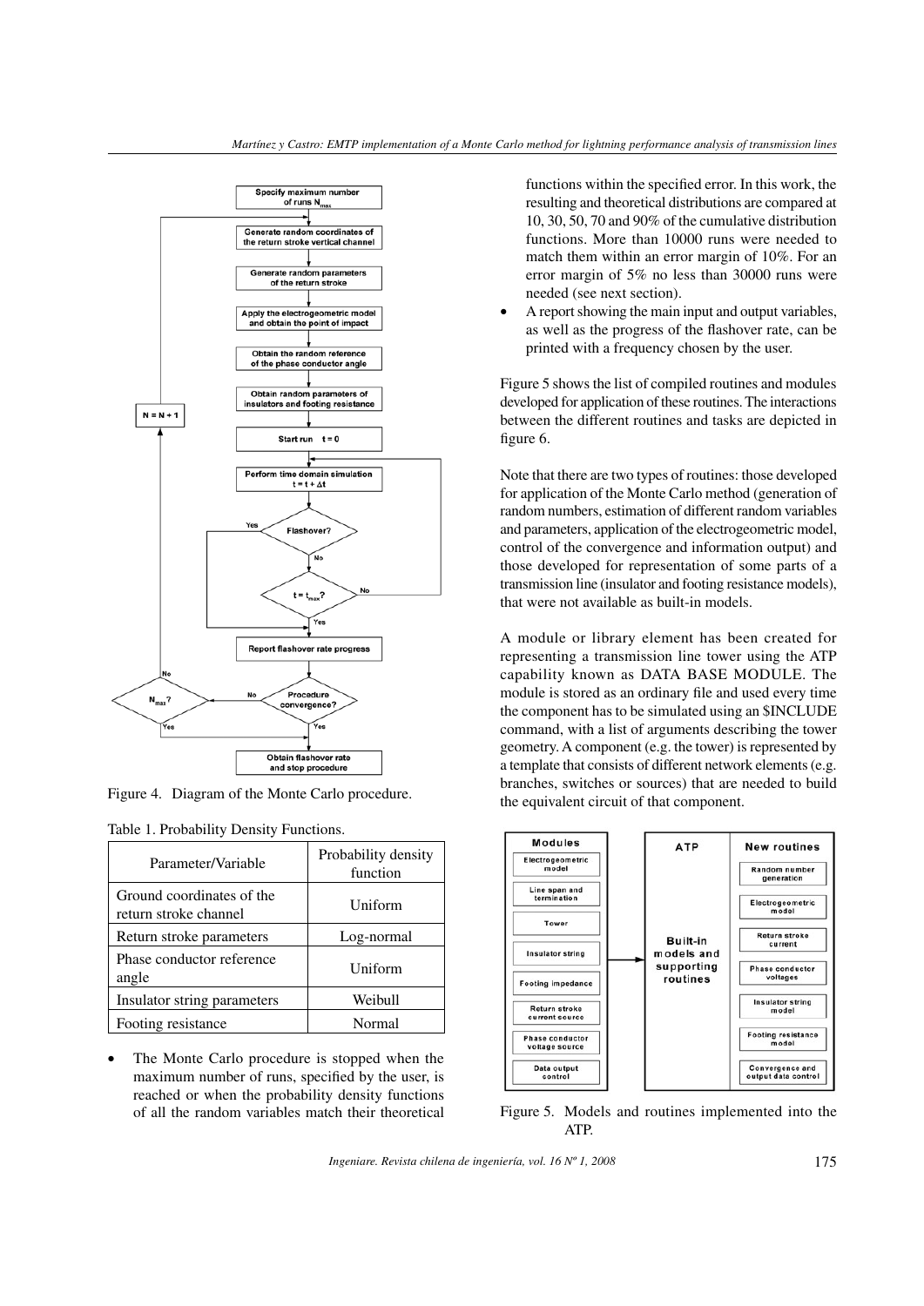Figure 4. Diagram of the Monte Carlo procedure.

Table 1. Probability Density Functions.

| Parameter/Variable | Probability density function |
|---|---|
| Ground coordinates of the return stroke channel | Uniform |
| Return stroke parameters | Log-normal |
| Phase conductor reference angle | Uniform |
| Insulator string parameters | Weibull |
| Footing resistance | Normal |

- The Monte Carlo procedure is stopped when the maximum number of runs, specified by the user, is reached or when the probability density functions of all the random variables match their theoretical functions within the specified error. In this work, the resulting and theoretical distributions are compared at 10, 30, 50, 70 and 90% of the cumulative distribution functions. More than 10000 runs were needed to match them within an error margin of 10%. For an error margin of 5% no less than 30000 runs were needed (see next section).
- A report showing the main input and output variables, as well as the progress of the flashover rate, can be printed with a frequency chosen by the user.

Figure 5 shows the list of compiled routines and modules developed for application of these routines. The interactions between the different routines and tasks are depicted in figure 6.

Note that there are two types of routines: those developed for application of the Monte Carlo method (generation of random numbers, estimation of different random variables and parameters, application of the electrogeometric model, control of the convergence and information output) and those developed for representation of some parts of a transmission line (insulator and footing resistance models), that were not available as built-in models.

A module or library element has been created for representing a transmission line tower using the ATP capability known as DATA BASE MODULE. The module is stored as an ordinary file and used every time the component has to be simulated using an $INCLUDE command, with a list of arguments describing the tower geometry. A component (e.g. the tower) is represented by a template that consists of different network elements (e.g. branches, switches or sources) that are needed to build the equivalent circuit of that component.

Figure 5. Models and routines implemented into the ATP.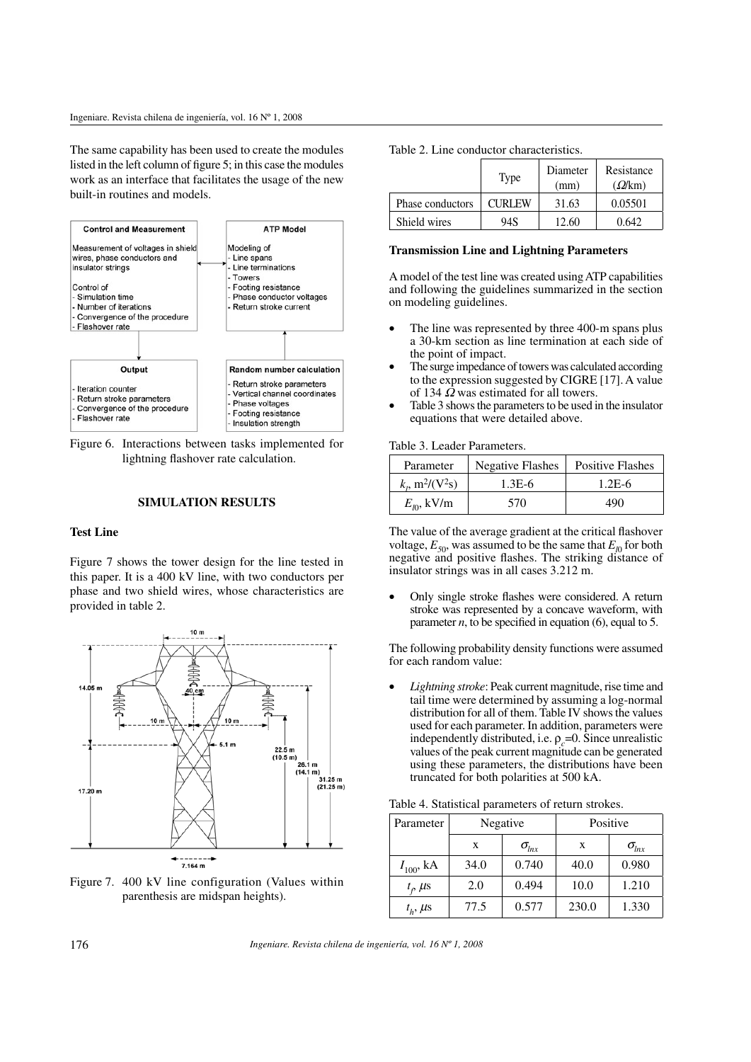The same capability has been used to create the modules listed in the left column of figure 5; in this case the modules work as an interface that facilitates the usage of the new built-in routines and models.

Figure 6. Interactions between tasks implemented for lightning flashover rate calculation.

## SIMULATION RESULTS

### Test Line

Figure 7 shows the tower design for the line tested in this paper. It is a 400 kV line, with two conductors per phase and two shield wires, whose characteristics are provided in table 2.

Figure 7. 400 kV line configuration (Values within parenthesis are midspan heights).

Table 2. Line conductor characteristics.

| | Type | Diameter (mm) | Resistance ($\Omega$/km) |
|---|---|---|---|
| Phase conductors | CURLEW | 31.63 | 0.05501 |
| Shield wires | 94S | 12.60 | 0.642 |

### Transmission Line and Lightning Parameters

A model of the test line was created using ATP capabilities and following the guidelines summarized in the section on modeling guidelines.

- The line was represented by three 400-m spans plus a 30-km section as line termination at each side of the point of impact.
- The surge impedance of towers was calculated according to the expression suggested by CIGRE [17]. A value of 134 $\Omega$ was estimated for all towers.
- Table 3 shows the parameters to be used in the insulator equations that were detailed above.

Table 3. Leader Parameters.

| Parameter | Negative Flashes | Positive Flashes |
|---|---|---|
| $k_l$, m$^2$/(V$^2$s) | 1.3E-6 | 1.2E-6 |
| $E_{l0}$, kV/m | 570 | 490 |

The value of the average gradient at the critical flashover voltage, $E_{50}$, was assumed to be the same that $E_{l0}$ for both negative and positive flashes. The striking distance of insulator strings was in all cases 3.212 m.

- Only single stroke flashes were considered. A return stroke was represented by a concave waveform, with parameter $n$, to be specified in equation (6), equal to 5.

The following probability density functions were assumed for each random value:

- *Lightning stroke*: Peak current magnitude, rise time and tail time were determined by assuming a log-normal distribution for all of them. Table IV shows the values used for each parameter. In addition, parameters were independently distributed, i.e. $\rho_c$=0. Since unrealistic values of the peak current magnitude can be generated using these parameters, the distributions have been truncated for both polarities at 500 kA.

Table 4. Statistical parameters of return strokes.

| Parameter | Negative | | Positive | |
|---|---|---|---|---|
| | x | $\sigma_{lnx}$ | x | $\sigma_{lnx}$ |
| $I_{100}$, kA | 34.0 | 0.740 | 40.0 | 0.980 |
| $t_f$, $\mu$s | 2.0 | 0.494 | 10.0 | 1.210 |
| $t_h$, $\mu$s | 77.5 | 0.577 | 230.0 | 1.330 |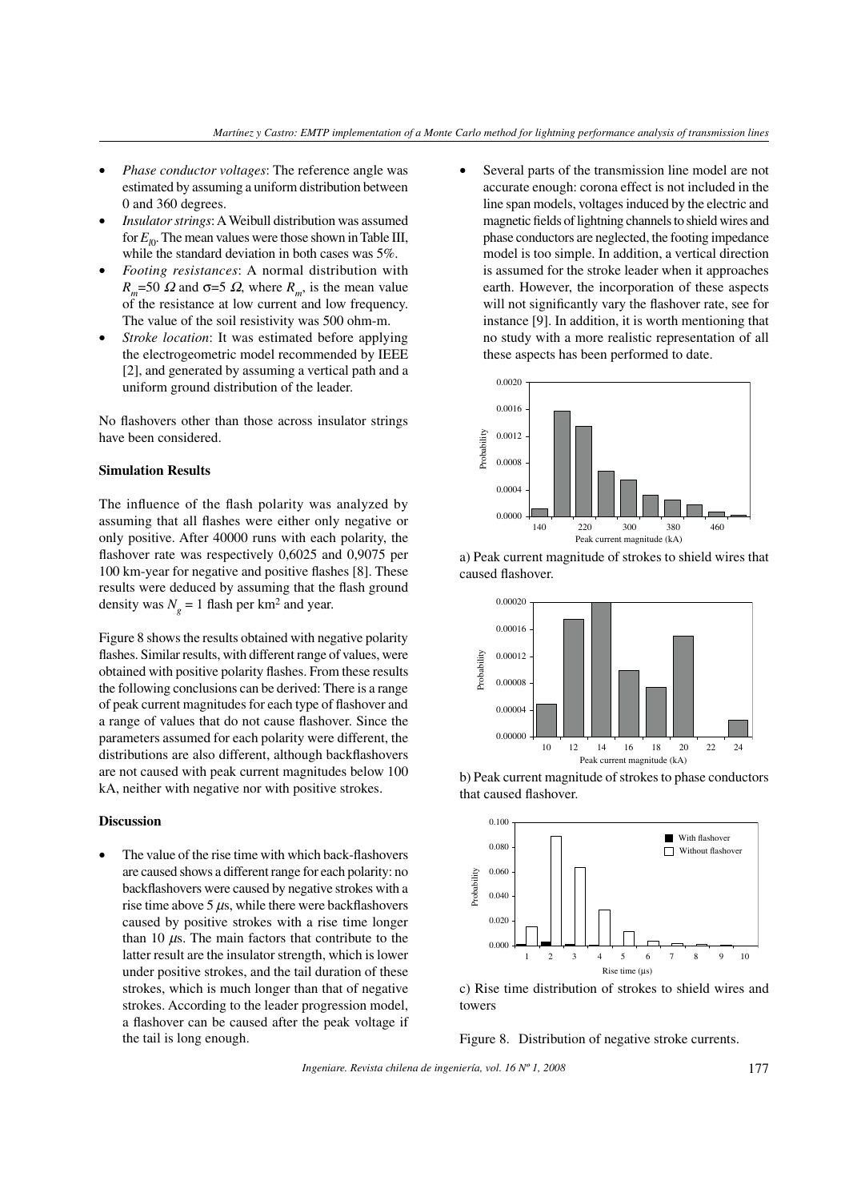- *Phase conductor voltages*: The reference angle was estimated by assuming a uniform distribution between 0 and 360 degrees.
- *Insulator strings*: A Weibull distribution was assumed for $E_{l0}$. The mean values were those shown in Table III, while the standard deviation in both cases was 5%.
- *Footing resistances*: A normal distribution with $R_m$=50 $\Omega$ and $\sigma$=5 $\Omega$, where $R_m$, is the mean value of the resistance at low current and low frequency. The value of the soil resistivity was 500 ohm-m.
- *Stroke location*: It was estimated before applying the electrogeometric model recommended by IEEE [2], and generated by assuming a vertical path and a uniform ground distribution of the leader.

No flashovers other than those across insulator strings have been considered.

**Simulation Results**

The influence of the flash polarity was analyzed by assuming that all flashes were either only negative or only positive. After 40000 runs with each polarity, the flashover rate was respectively 0,6025 and 0,9075 per 100 km-year for negative and positive flashes [8]. These results were deduced by assuming that the flash ground density was $N_g$ = 1 flash per km$^2$ and year.

Figure 8 shows the results obtained with negative polarity flashes. Similar results, with different range of values, were obtained with positive polarity flashes. From these results the following conclusions can be derived: There is a range of peak current magnitudes for each type of flashover and a range of values that do not cause flashover. Since the parameters assumed for each polarity were different, the distributions are also different, although backflashovers are not caused with peak current magnitudes below 100 kA, neither with negative nor with positive strokes.

**Discussion**

- The value of the rise time with which back-flashovers are caused shows a different range for each polarity: no backflashovers were caused by negative strokes with a rise time above 5 $\mu$s, while there were backflashovers caused by positive strokes with a rise time longer than 10 $\mu$s. The main factors that contribute to the latter result are the insulator strength, which is lower under positive strokes, and the tail duration of these strokes, which is much longer than that of negative strokes. According to the leader progression model, a flashover can be caused after the peak voltage if the tail is long enough.
- Several parts of the transmission line model are not accurate enough: corona effect is not included in the line span models, voltages induced by the electric and magnetic fields of lightning channels to shield wires and phase conductors are neglected, the footing impedance model is too simple. In addition, a vertical direction is assumed for the stroke leader when it approaches earth. However, the incorporation of these aspects will not significantly vary the flashover rate, see for instance [9]. In addition, it is worth mentioning that no study with a more realistic representation of all these aspects has been performed to date.

a) Peak current magnitude of strokes to shield wires that caused flashover.

b) Peak current magnitude of strokes to phase conductors that caused flashover.

c) Rise time distribution of strokes to shield wires and towers

Figure 8. Distribution of negative stroke currents.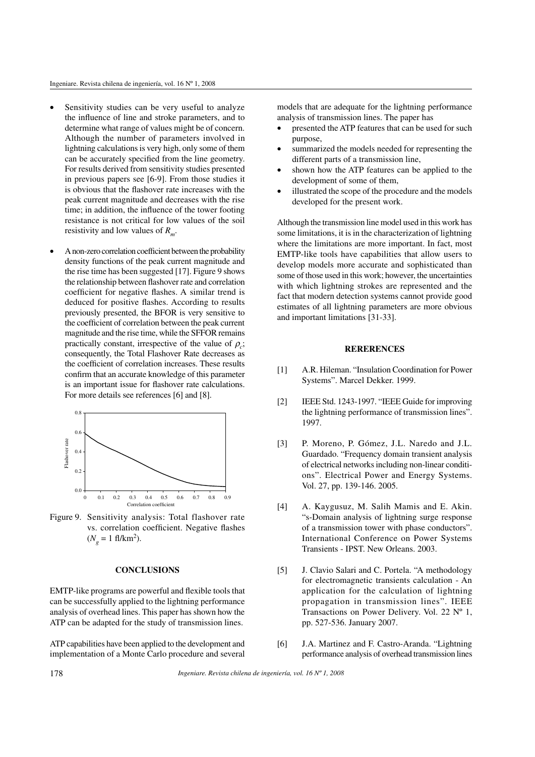- Sensitivity studies can be very useful to analyze the influence of line and stroke parameters, and to determine what range of values might be of concern. Although the number of parameters involved in lightning calculations is very high, only some of them can be accurately specified from the line geometry. For results derived from sensitivity studies presented in previous papers see [6-9]. From those studies it is obvious that the flashover rate increases with the peak current magnitude and decreases with the rise time; in addition, the influence of the tower footing resistance is not critical for low values of the soil resistivity and low values of $R_m$.

- A non-zero correlation coefficient between the probability density functions of the peak current magnitude and the rise time has been suggested [17]. Figure 9 shows the relationship between flashover rate and correlation coefficient for negative flashes. A similar trend is deduced for positive flashes. According to results previously presented, the BFOR is very sensitive to the coefficient of correlation between the peak current magnitude and the rise time, while the SFFOR remains practically constant, irrespective of the value of $\rho_c$; consequently, the Total Flashover Rate decreases as the coefficient of correlation increases. These results confirm that an accurate knowledge of this parameter is an important issue for flashover rate calculations. For more details see references [6] and [8].

Figure 9. Sensitivity analysis: Total flashover rate vs. correlation coefficient. Negative flashes ($N_g$ = 1 fl/km$^2$).

## CONCLUSIONS

EMTP-like programs are powerful and flexible tools that can be successfully applied to the lightning performance analysis of overhead lines. This paper has shown how the ATP can be adapted for the study of transmission lines.

ATP capabilities have been applied to the development and implementation of a Monte Carlo procedure and several models that are adequate for the lightning performance analysis of transmission lines. The paper has

- presented the ATP features that can be used for such purpose,
- summarized the models needed for representing the different parts of a transmission line,
- shown how the ATP features can be applied to the development of some of them,
- illustrated the scope of the procedure and the models developed for the present work.

Although the transmission line model used in this work has some limitations, it is in the characterization of lightning where the limitations are more important. In fact, most EMTP-like tools have capabilities that allow users to develop models more accurate and sophisticated than some of those used in this work; however, the uncertainties with which lightning strokes are represented and the fact that modern detection systems cannot provide good estimates of all lightning parameters are more obvious and important limitations [31-33].

## RERERENCES

[1] A.R. Hileman. "Insulation Coordination for Power Systems". Marcel Dekker. 1999.

[2] IEEE Std. 1243-1997. "IEEE Guide for improving the lightning performance of transmission lines". 1997.

[3] P. Moreno, P. Gómez, J.L. Naredo and J.L. Guardado. "Frequency domain transient analysis of electrical networks including non-linear conditions". Electrical Power and Energy Systems. Vol. 27, pp. 139-146. 2005.

[4] A. Kaygusuz, M. Salih Mamis and E. Akin. "s-Domain analysis of lightning surge response of a transmission tower with phase conductors". International Conference on Power Systems Transients - IPST. New Orleans. 2003.

[5] J. Clavio Salari and C. Portela. "A methodology for electromagnetic transients calculation - An application for the calculation of lightning propagation in transmission lines". IEEE Transactions on Power Delivery. Vol. 22 Nº 1, pp. 527-536. January 2007.

[6] J.A. Martinez and F. Castro-Aranda. "Lightning performance analysis of overhead transmission lines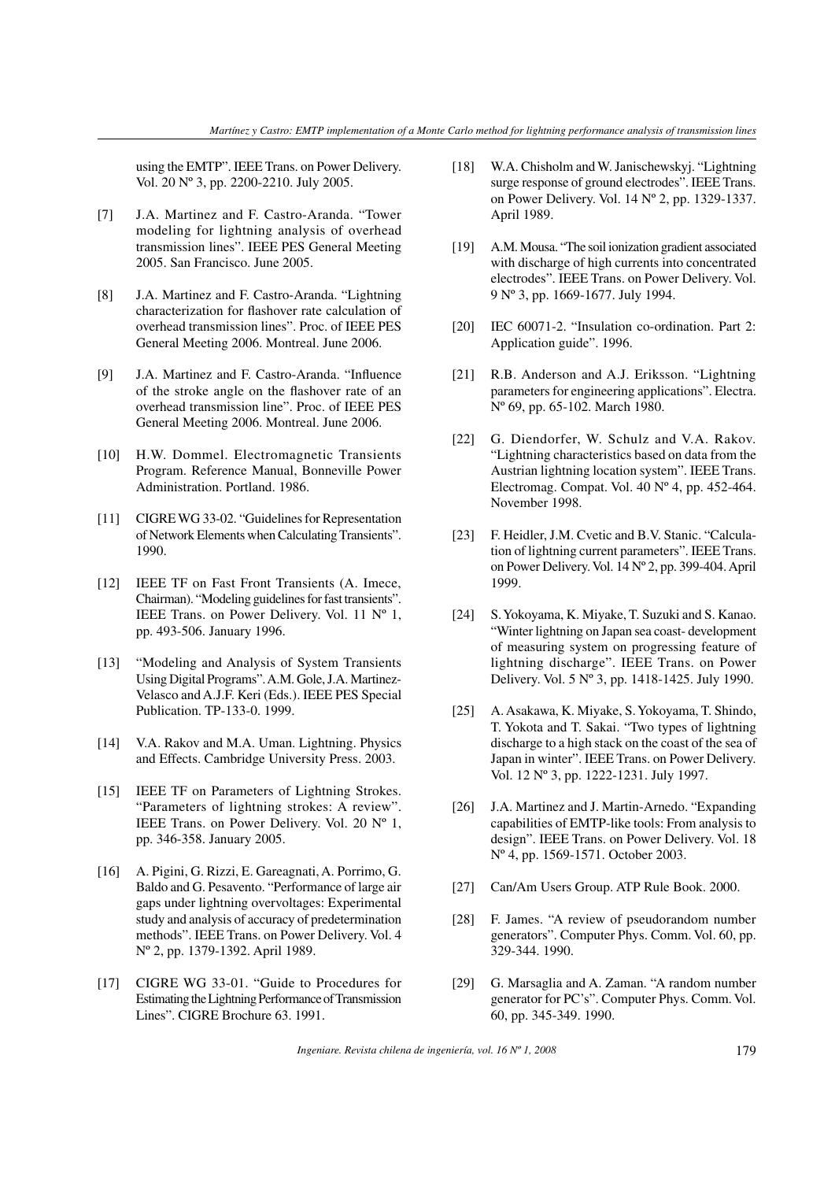using the EMTP". IEEE Trans. on Power Delivery. Vol. 20 Nº 3, pp. 2200-2210. July 2005.

[7] J.A. Martinez and F. Castro-Aranda. "Tower modeling for lightning analysis of overhead transmission lines". IEEE PES General Meeting 2005. San Francisco. June 2005.

[8] J.A. Martinez and F. Castro-Aranda. "Lightning characterization for flashover rate calculation of overhead transmission lines". Proc. of IEEE PES General Meeting 2006. Montreal. June 2006.

[9] J.A. Martinez and F. Castro-Aranda. "Influence of the stroke angle on the flashover rate of an overhead transmission line". Proc. of IEEE PES General Meeting 2006. Montreal. June 2006.

[10] H.W. Dommel. Electromagnetic Transients Program. Reference Manual, Bonneville Power Administration. Portland. 1986.

[11] CIGRE WG 33-02. "Guidelines for Representation of Network Elements when Calculating Transients". 1990.

[12] IEEE TF on Fast Front Transients (A. Imece, Chairman). "Modeling guidelines for fast transients". IEEE Trans. on Power Delivery. Vol. 11 Nº 1, pp. 493-506. January 1996.

[13] "Modeling and Analysis of System Transients Using Digital Programs". A.M. Gole, J.A. Martinez-Velasco and A.J.F. Keri (Eds.). IEEE PES Special Publication. TP-133-0. 1999.

[14] V.A. Rakov and M.A. Uman. Lightning. Physics and Effects. Cambridge University Press. 2003.

[15] IEEE TF on Parameters of Lightning Strokes. "Parameters of lightning strokes: A review". IEEE Trans. on Power Delivery. Vol. 20 Nº 1, pp. 346-358. January 2005.

[16] A. Pigini, G. Rizzi, E. Gareagnati, A. Porrimo, G. Baldo and G. Pesavento. "Performance of large air gaps under lightning overvoltages: Experimental study and analysis of accuracy of predetermination methods". IEEE Trans. on Power Delivery. Vol. 4 Nº 2, pp. 1379-1392. April 1989.

[17] CIGRE WG 33-01. "Guide to Procedures for Estimating the Lightning Performance of Transmission Lines". CIGRE Brochure 63. 1991.

[18] W.A. Chisholm and W. Janischewskyj. "Lightning surge response of ground electrodes". IEEE Trans. on Power Delivery. Vol. 14 Nº 2, pp. 1329-1337. April 1989.

[19] A.M. Mousa. "The soil ionization gradient associated with discharge of high currents into concentrated electrodes". IEEE Trans. on Power Delivery. Vol. 9 Nº 3, pp. 1669-1677. July 1994.

[20] IEC 60071-2. "Insulation co-ordination. Part 2: Application guide". 1996.

[21] R.B. Anderson and A.J. Eriksson. "Lightning parameters for engineering applications". Electra. Nº 69, pp. 65-102. March 1980.

[22] G. Diendorfer, W. Schulz and V.A. Rakov. "Lightning characteristics based on data from the Austrian lightning location system". IEEE Trans. Electromag. Compat. Vol. 40 Nº 4, pp. 452-464. November 1998.

[23] F. Heidler, J.M. Cvetic and B.V. Stanic. "Calculation of lightning current parameters". IEEE Trans. on Power Delivery. Vol. 14 Nº 2, pp. 399-404. April 1999.

[24] S. Yokoyama, K. Miyake, T. Suzuki and S. Kanao. "Winter lightning on Japan sea coast- development of measuring system on progressing feature of lightning discharge". IEEE Trans. on Power Delivery. Vol. 5 Nº 3, pp. 1418-1425. July 1990.

[25] A. Asakawa, K. Miyake, S. Yokoyama, T. Shindo, T. Yokota and T. Sakai. "Two types of lightning discharge to a high stack on the coast of the sea of Japan in winter". IEEE Trans. on Power Delivery. Vol. 12 Nº 3, pp. 1222-1231. July 1997.

[26] J.A. Martinez and J. Martin-Arnedo. "Expanding capabilities of EMTP-like tools: From analysis to design". IEEE Trans. on Power Delivery. Vol. 18 Nº 4, pp. 1569-1571. October 2003.

[27] Can/Am Users Group. ATP Rule Book. 2000.

[28] F. James. "A review of pseudorandom number generators". Computer Phys. Comm. Vol. 60, pp. 329-344. 1990.

[29] G. Marsaglia and A. Zaman. "A random number generator for PC's". Computer Phys. Comm. Vol. 60, pp. 345-349. 1990.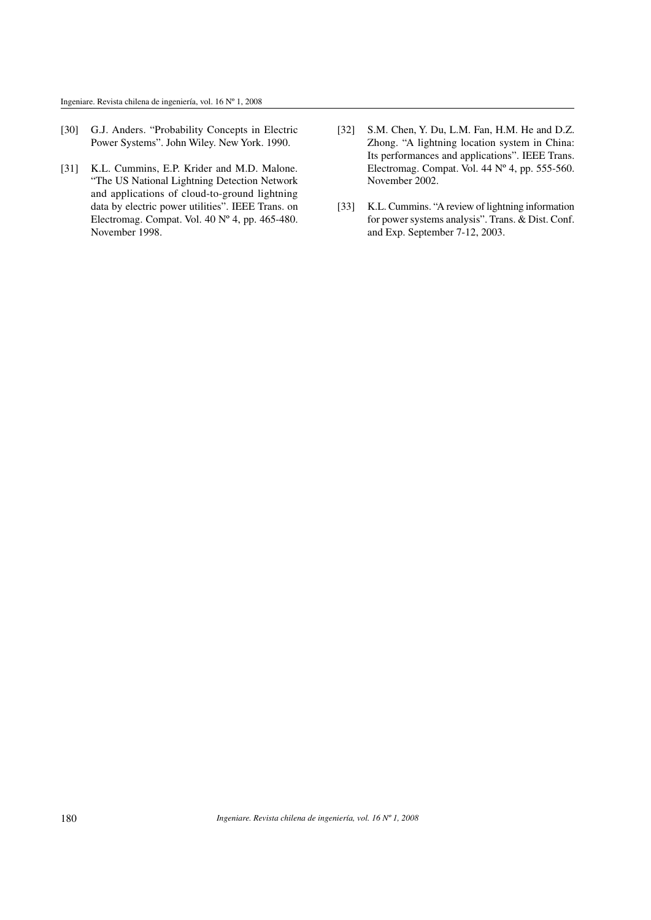[30] G.J. Anders. "Probability Concepts in Electric Power Systems". John Wiley. New York. 1990.

[31] K.L. Cummins, E.P. Krider and M.D. Malone. "The US National Lightning Detection Network and applications of cloud-to-ground lightning data by electric power utilities". IEEE Trans. on Electromag. Compat. Vol. 40 Nº 4, pp. 465-480. November 1998.

[32] S.M. Chen, Y. Du, L.M. Fan, H.M. He and D.Z. Zhong. "A lightning location system in China: Its performances and applications". IEEE Trans. Electromag. Compat. Vol. 44 Nº 4, pp. 555-560. November 2002.

[33] K.L. Cummins. "A review of lightning information for power systems analysis". Trans. & Dist. Conf. and Exp. September 7-12, 2003.